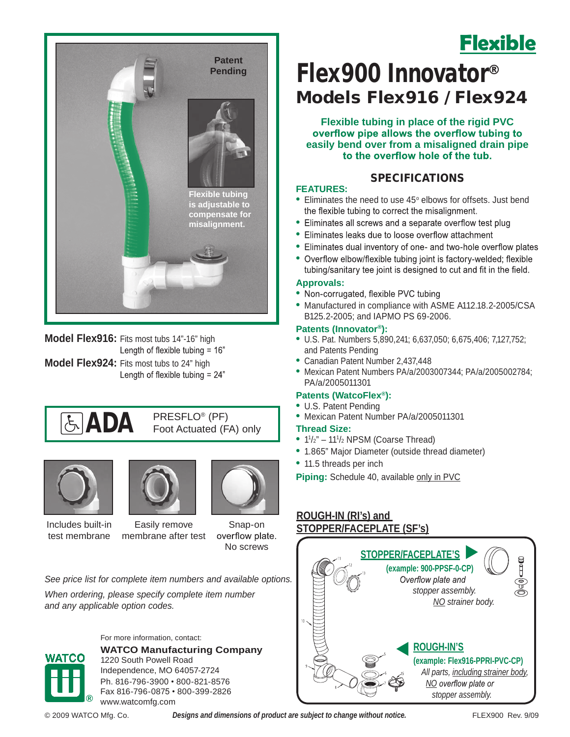# Flexible

# Flex900 Innovator®

## Models Flex916 / Flex924

**Flexible tubing in place of the rigid PVC overflow pipe allows the overflow tubing to easily bend over from a misaligned drain pipe to the overflow hole of the tub.**

Patent Pending

Flexible tubing is adjustable to compensate for misalignment.

**Model Flex916:** Fits most tubs 14"-16" high
Length of flexible tubing = 16"

**Model Flex924:** Fits most tubs to 24" high
Length of flexible tubing = 24"

**ADA** PRESFLO® (PF) Foot Actuated (FA) only

Includes built-in test membrane

Easily remove membrane after test

Snap-on overflow plate. No screws

*See price list for complete item numbers and available options.*

*When ordering, please specify complete item number and any applicable option codes.*

For more information, contact:

**WATCO Manufacturing Company**
1220 South Powell Road
Independence, MO 64057-2724
Ph. 816-796-3900 • 800-821-8576
Fax 816-796-0875 • 800-399-2826
www.watcomfg.com

## SPECIFICATIONS

**FEATURES:**

- Eliminates the need to use 45° elbows for offsets. Just bend the flexible tubing to correct the misalignment.
- Eliminates all screws and a separate overflow test plug
- Eliminates leaks due to loose overflow attachment
- Eliminates dual inventory of one- and two-hole overflow plates
- Overflow elbow/flexible tubing joint is factory-welded; flexible tubing/sanitary tee joint is designed to cut and fit in the field.

**Approvals:**

- Non-corrugated, flexible PVC tubing
- Manufactured in compliance with ASME A112.18.2-2005/CSA B125.2-2005; and IAPMO PS 69-2006.

**Patents (Innovator®):**

- U.S. Pat. Numbers 5,890,241; 6,637,050; 6,675,406; 7,127,752; and Patents Pending
- Canadian Patent Number 2,437,448
- Mexican Patent Numbers PA/a/2003007344; PA/a/2005002784; PA/a/2005011301

**Patents (WatcoFlex®):**

- U.S. Patent Pending
- Mexican Patent Number PA/a/2005011301

**Thread Size:**

- $1\frac{1}{2}$" – $11\frac{1}{2}$ NPSM (Coarse Thread)
- 1.865" Major Diameter (outside thread diameter)
- 11.5 threads per inch

**Piping:** Schedule 40, available only in PVC

**ROUGH-IN (RI's) and STOPPER/FACEPLATE (SF's)**

**STOPPER/FACEPLATE'S**
**(example: 900-PPSF-0-CP)**
*Overflow plate and stopper assembly. NO strainer body.*

**ROUGH-IN'S**
**(example: Flex916-PPRI-PVC-CP)**
*All parts, including strainer body, NO overflow plate or stopper assembly.*

© 2009 WATCO Mfg. Co. — ***Designs and dimensions of product are subject to change without notice.*** — FLEX900 Rev. 9/09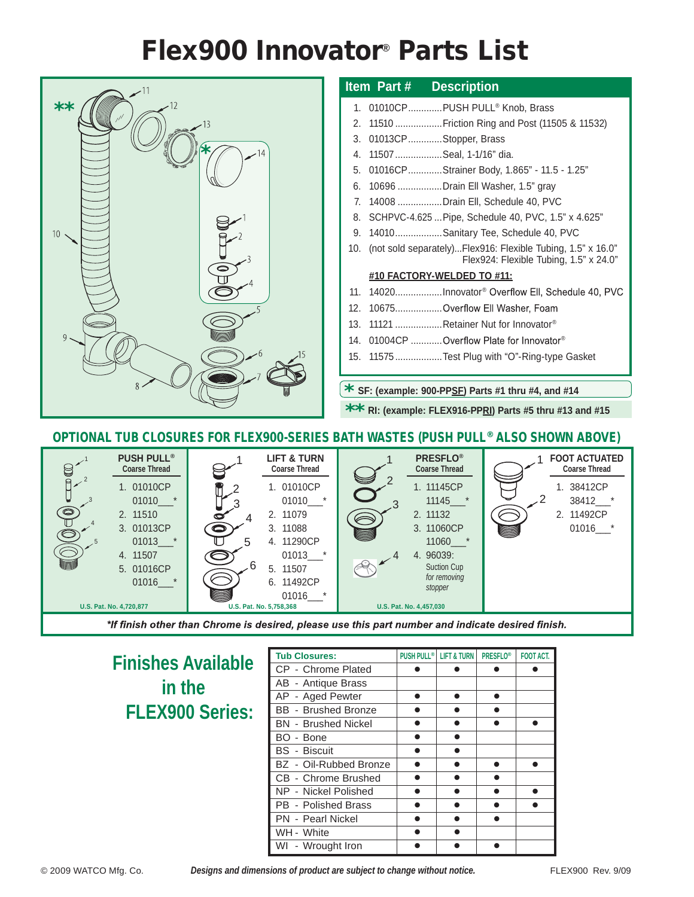# Flex900 Innovator® Parts List

| Item | Part # | Description |
|---|---|---|
| 1. | 01010CP | PUSH PULL® Knob, Brass |
| 2. | 11510 | Friction Ring and Post (11505 & 11532) |
| 3. | 01013CP | Stopper, Brass |
| 4. | 11507 | Seal, 1-1/16" dia. |
| 5. | 01016CP | Strainer Body, 1.865" - 11.5 - 1.25" |
| 6. | 10696 | Drain Ell Washer, 1.5" gray |
| 7. | 14008 | Drain Ell, Schedule 40, PVC |
| 8. | SCHPVC-4.625 | Pipe, Schedule 40, PVC, 1.5" x 4.625" |
| 9. | 14010 | Sanitary Tee, Schedule 40, PVC |
| 10. | (not sold separately) | Flex916: Flexible Tubing, 1.5" x 16.0"<br>Flex924: Flexible Tubing, 1.5" x 24.0" |
| | **#10 FACTORY-WELDED TO #11:** | |
| 11. | 14020 | Innovator® Overflow Ell, Schedule 40, PVC |
| 12. | 10675 | Overflow Ell Washer, Foam |
| 13. | 11121 | Retainer Nut for Innovator® |
| 14. | 01004CP | Overflow Plate for Innovator® |
| 15. | 11575 | Test Plug with "O"-Ring-type Gasket |

\* **SF: (example: 900-PPSF) Parts #1 thru #4, and #14**

\*\* **RI: (example: FLEX916-PPRI) Parts #5 thru #13 and #15**

## OPTIONAL TUB CLOSURES FOR FLEX900-SERIES BATH WASTES (PUSH PULL® ALSO SHOWN ABOVE)

**PUSH PULL®** Coarse Thread
1. 01010CP
   01010___*
2. 11510
3. 01013CP
   01013___*
4. 11507
5. 01016CP
   01016___*

U.S. Pat. No. 4,720,877

**LIFT & TURN** Coarse Thread
1. 01010CP
   01010___*
2. 11079
3. 11088
4. 11290CP
   01013___*
5. 11507
6. 11492CP
   01016___*

U.S. Pat. No. 5,758,368

**PRESFLO®** Coarse Thread
1. 11145CP
   11145___*
2. 11132
3. 11060CP
   11060___*
4. 96039: Suction Cup *for removing stopper*

U.S. Pat. No. 4,457,030

**FOOT ACTUATED** Coarse Thread
1. 38412CP
   38412___*
2. 11492CP
   01016___*

*\*If finish other than Chrome is desired, please use this part number and indicate desired finish.*

## Finishes Available in the FLEX900 Series:

| Tub Closures: | PUSH PULL® | LIFT & TURN | PRESFLO® | FOOT ACT. |
|---|---|---|---|---|
| CP - Chrome Plated | ● | ● | ● | ● |
| AB - Antique Brass | | | | |
| AP - Aged Pewter | ● | ● | ● | |
| BB - Brushed Bronze | ● | ● | ● | |
| BN - Brushed Nickel | ● | ● | ● | ● |
| BO - Bone | ● | ● | | |
| BS - Biscuit | ● | ● | | |
| BZ - Oil-Rubbed Bronze | ● | ● | ● | ● |
| CB - Chrome Brushed | ● | ● | ● | |
| NP - Nickel Polished | ● | ● | ● | ● |
| PB - Polished Brass | ● | ● | ● | ● |
| PN - Pearl Nickel | ● | ● | ● | |
| WH - White | ● | ● | | |
| WI - Wrought Iron | ● | ● | ● | |

© 2009 WATCO Mfg. Co. *Designs and dimensions of product are subject to change without notice.* FLEX900 Rev. 9/09